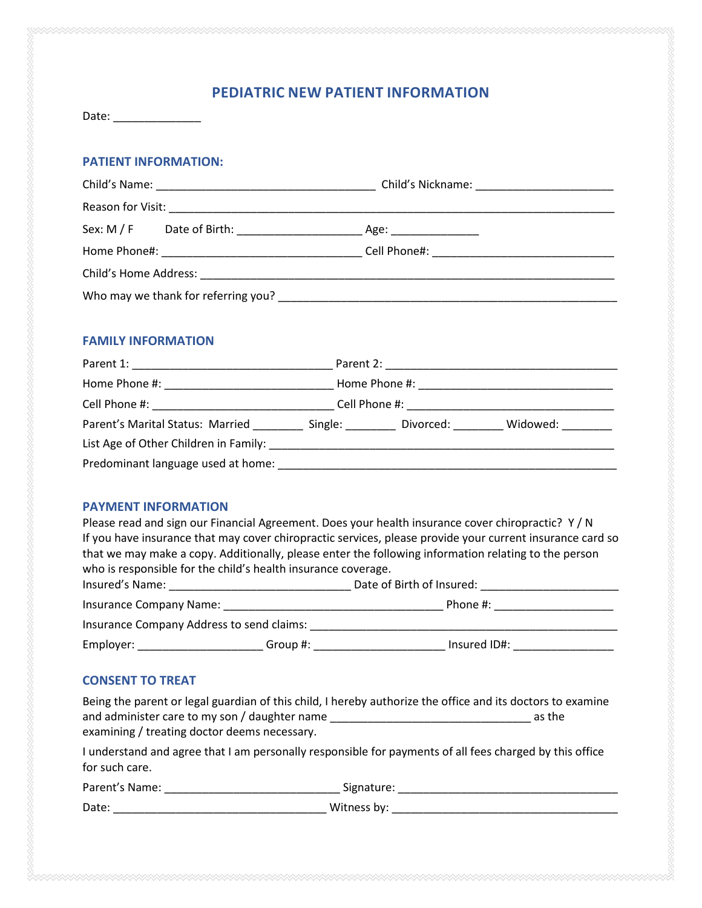# PEDIATRIC NEW PATIENT INFORMATION

Date: ______________

## PATIENT INFORMATION:

Child's Name: __________________________________ Child's Nickname: _____________________

Reason for Visit: ______________________________________________________________________

Sex: M / F Date of Birth: ___________________ Age: ______________

Home Phone#: _______________________________ Cell Phone#: ____________________________

Child's Home Address: __________________________________________________________________

Who may we thank for referring you? _____________________________________________________

## FAMILY INFORMATION

Parent 1: _______________________________ Parent 2: ____________________________________

Home Phone #: __________________________ Home Phone #: ______________________________

Cell Phone #: ____________________________ Cell Phone #: _______________________________

Parent's Marital Status: Married ________ Single: ________ Divorced: ________ Widowed: ________

List Age of Other Children in Family: ____________________________________________________

Predominant language used at home: _____________________________________________________

## PAYMENT INFORMATION

Please read and sign our Financial Agreement. Does your health insurance cover chiropractic? Y / N

If you have insurance that may cover chiropractic services, please provide your current insurance card so that we may make a copy. Additionally, please enter the following information relating to the person who is responsible for the child's health insurance coverage.

Insured's Name: ____________________________ Date of Birth of Insured: _____________________

Insurance Company Name: ___________________________________ Phone #: ___________________

Insurance Company Address to send claims: ________________________________________________

Employer: ___________________ Group #: _____________________ Insured ID#: _______________

## CONSENT TO TREAT

Being the parent or legal guardian of this child, I hereby authorize the office and its doctors to examine and administer care to my son / daughter name _______________________________ as the examining / treating doctor deems necessary.

I understand and agree that I am personally responsible for payments of all fees charged by this office for such care.

Parent's Name: ___________________________ Signature: ___________________________________

Date: _________________________________ Witness by: ___________________________________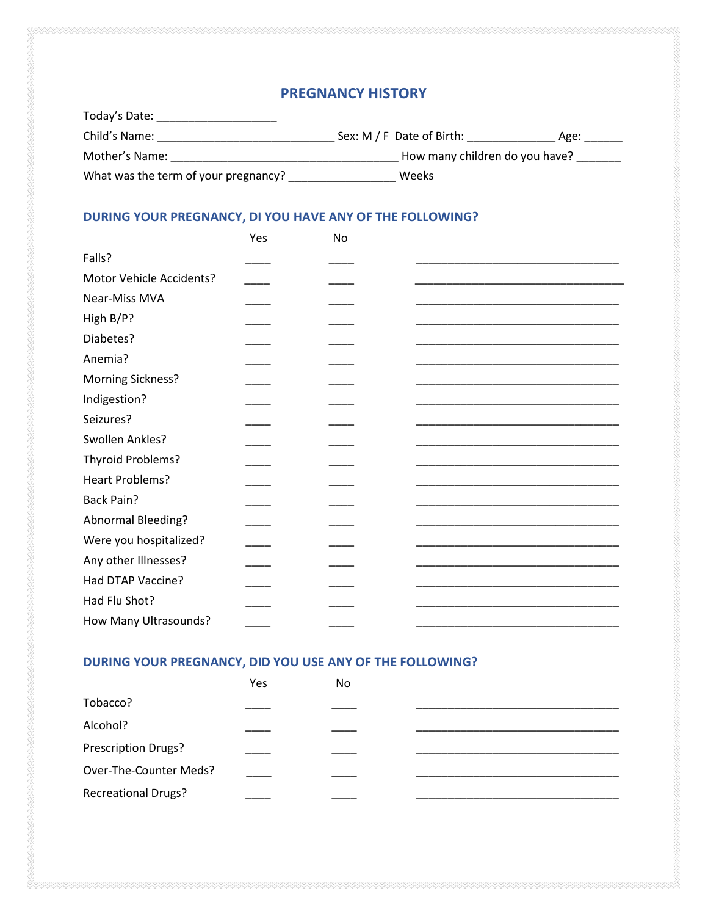# PREGNANCY HISTORY

Today's Date: ___________________

Child's Name: ____________________________ Sex: M / F Date of Birth: ______________ Age: ______

Mother's Name: ____________________________________ How many children do you have? _______

What was the term of your pregnancy? _________________ Weeks

## DURING YOUR PREGNANCY, DI YOU HAVE ANY OF THE FOLLOWING?

| | Yes | No | |
|---|---|---|---|
| Falls? | ____ | ____ | ________________________________ |
| Motor Vehicle Accidents? | ____ | ____ | ________________________________ |
| Near-Miss MVA | ____ | ____ | ________________________________ |
| High B/P? | ____ | ____ | ________________________________ |
| Diabetes? | ____ | ____ | ________________________________ |
| Anemia? | ____ | ____ | ________________________________ |
| Morning Sickness? | ____ | ____ | ________________________________ |
| Indigestion? | ____ | ____ | ________________________________ |
| Seizures? | ____ | ____ | ________________________________ |
| Swollen Ankles? | ____ | ____ | ________________________________ |
| Thyroid Problems? | ____ | ____ | ________________________________ |
| Heart Problems? | ____ | ____ | ________________________________ |
| Back Pain? | ____ | ____ | ________________________________ |
| Abnormal Bleeding? | ____ | ____ | ________________________________ |
| Were you hospitalized? | ____ | ____ | ________________________________ |
| Any other Illnesses? | ____ | ____ | ________________________________ |
| Had DTAP Vaccine? | ____ | ____ | ________________________________ |
| Had Flu Shot? | ____ | ____ | ________________________________ |
| How Many Ultrasounds? | ____ | ____ | ________________________________ |

## DURING YOUR PREGNANCY, DID YOU USE ANY OF THE FOLLOWING?

| | Yes | No | |
|---|---|---|---|
| Tobacco? | ____ | ____ | ________________________________ |
| Alcohol? | ____ | ____ | ________________________________ |
| Prescription Drugs? | ____ | ____ | ________________________________ |
| Over-The-Counter Meds? | ____ | ____ | ________________________________ |
| Recreational Drugs? | ____ | ____ | ________________________________ |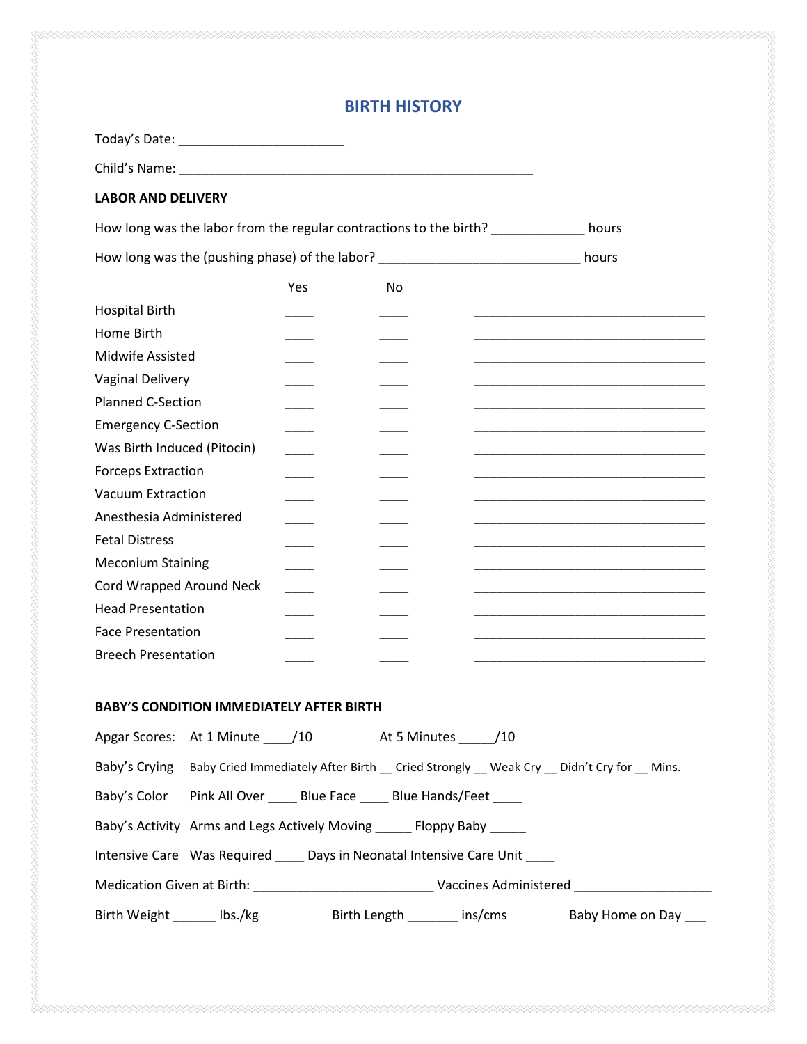# BIRTH HISTORY

Today's Date: ______________________

Child's Name: ______________________________________________

**LABOR AND DELIVERY**

How long was the labor from the regular contractions to the birth? ____________ hours

How long was the (pushing phase) of the labor? __________________________ hours

| | Yes | No | |
|---|---|---|---|
| Hospital Birth | ____ | ____ | ______________________________ |
| Home Birth | ____ | ____ | ______________________________ |
| Midwife Assisted | ____ | ____ | ______________________________ |
| Vaginal Delivery | ____ | ____ | ______________________________ |
| Planned C-Section | ____ | ____ | ______________________________ |
| Emergency C-Section | ____ | ____ | ______________________________ |
| Was Birth Induced (Pitocin) | ____ | ____ | ______________________________ |
| Forceps Extraction | ____ | ____ | ______________________________ |
| Vacuum Extraction | ____ | ____ | ______________________________ |
| Anesthesia Administered | ____ | ____ | ______________________________ |
| Fetal Distress | ____ | ____ | ______________________________ |
| Meconium Staining | ____ | ____ | ______________________________ |
| Cord Wrapped Around Neck | ____ | ____ | ______________________________ |
| Head Presentation | ____ | ____ | ______________________________ |
| Face Presentation | ____ | ____ | ______________________________ |
| Breech Presentation | ____ | ____ | ______________________________ |

**BABY'S CONDITION IMMEDIATELY AFTER BIRTH**

Apgar Scores: At 1 Minute ____/10 At 5 Minutes _____/10

Baby's Crying Baby Cried Immediately After Birth __ Cried Strongly __ Weak Cry __ Didn't Cry for __ Mins.

Baby's Color Pink All Over ____ Blue Face ____ Blue Hands/Feet ____

Baby's Activity Arms and Legs Actively Moving _____ Floppy Baby _____

Intensive Care Was Required ____ Days in Neonatal Intensive Care Unit ____

Medication Given at Birth: _______________________ Vaccines Administered __________________

Birth Weight ______ lbs./kg Birth Length _______ ins/cms Baby Home on Day ___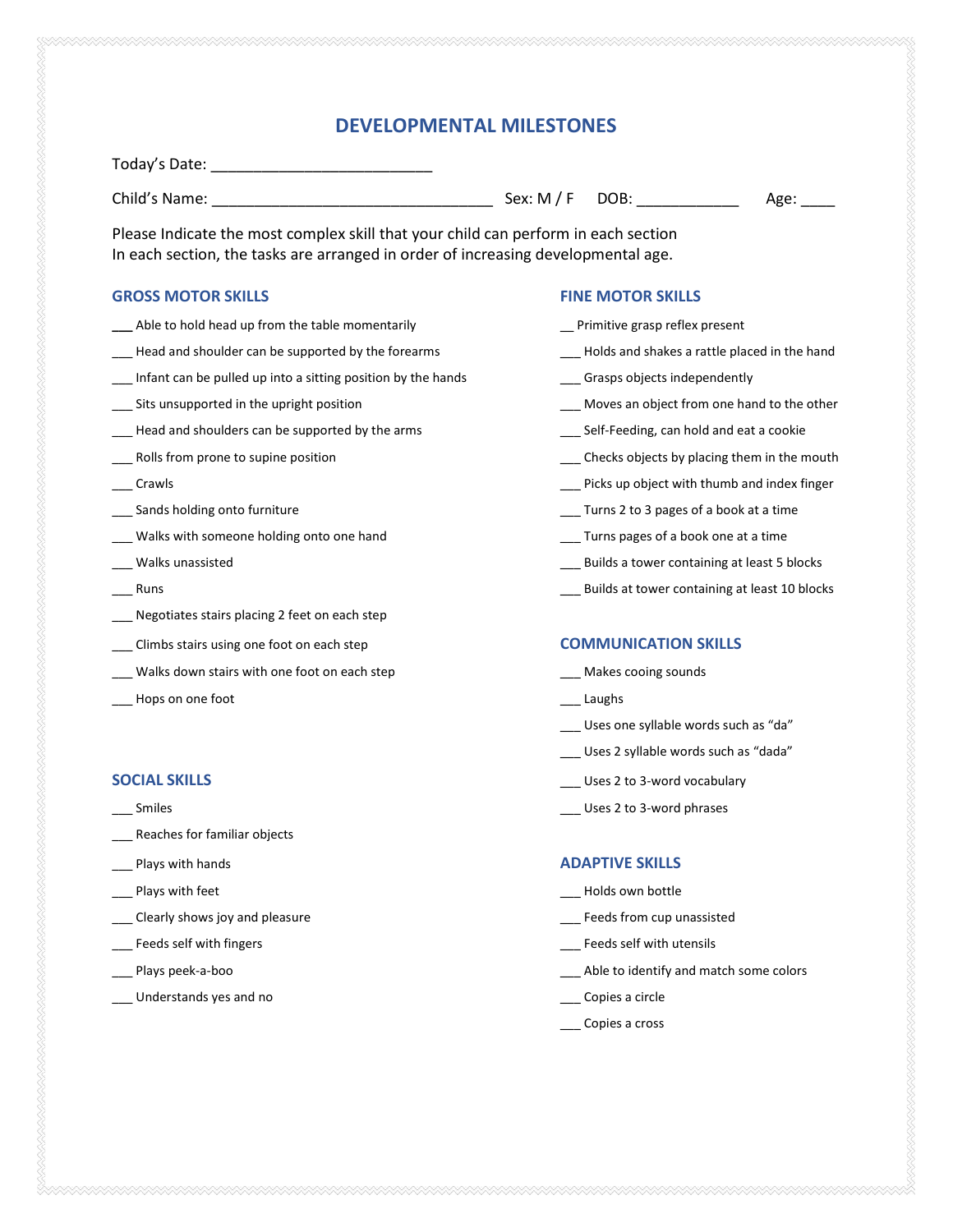# DEVELOPMENTAL MILESTONES

Today's Date: ___________________________

Child's Name: __________________________________ Sex: M / F DOB: ____________ Age: ____

Please Indicate the most complex skill that your child can perform in each section
In each section, the tasks are arranged in order of increasing developmental age.

## GROSS MOTOR SKILLS

___ Able to hold head up from the table momentarily

___ Head and shoulder can be supported by the forearms

___ Infant can be pulled up into a sitting position by the hands

___ Sits unsupported in the upright position

___ Head and shoulders can be supported by the arms

___ Rolls from prone to supine position

___ Crawls

___ Sands holding onto furniture

___ Walks with someone holding onto one hand

___ Walks unassisted

___ Runs

___ Negotiates stairs placing 2 feet on each step

___ Climbs stairs using one foot on each step

___ Walks down stairs with one foot on each step

___ Hops on one foot

## SOCIAL SKILLS

___ Smiles

___ Reaches for familiar objects

___ Plays with hands

___ Plays with feet

___ Clearly shows joy and pleasure

___ Feeds self with fingers

___ Plays peek-a-boo

___ Understands yes and no

## FINE MOTOR SKILLS

__ Primitive grasp reflex present

___ Holds and shakes a rattle placed in the hand

___ Grasps objects independently

___ Moves an object from one hand to the other

___ Self-Feeding, can hold and eat a cookie

___ Checks objects by placing them in the mouth

___ Picks up object with thumb and index finger

___ Turns 2 to 3 pages of a book at a time

___ Turns pages of a book one at a time

___ Builds a tower containing at least 5 blocks

___ Builds at tower containing at least 10 blocks

## COMMUNICATION SKILLS

___ Makes cooing sounds

___ Laughs

___ Uses one syllable words such as "da"

___ Uses 2 syllable words such as "dada"

___ Uses 2 to 3-word vocabulary

___ Uses 2 to 3-word phrases

## ADAPTIVE SKILLS

___ Holds own bottle

___ Feeds from cup unassisted

___ Feeds self with utensils

___ Able to identify and match some colors

___ Copies a circle

___ Copies a cross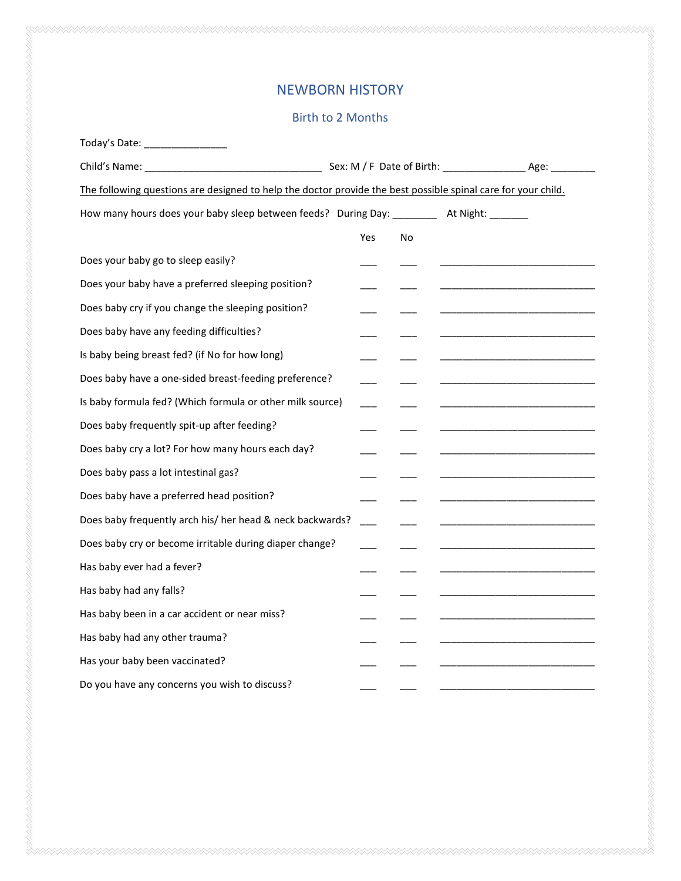# NEWBORN HISTORY

## Birth to 2 Months

Today's Date: _______________

Child's Name: _________________________________ Sex: M / F Date of Birth: _______________ Age: ________

The following questions are designed to help the doctor provide the best possible spinal care for your child.

How many hours does your baby sleep between feeds? During Day: ________ At Night: _______

| | Yes | No | |
|---|---|---|---|
| Does your baby go to sleep easily? | ___ | ___ | ______________________________ |
| Does your baby have a preferred sleeping position? | ___ | ___ | ______________________________ |
| Does baby cry if you change the sleeping position? | ___ | ___ | ______________________________ |
| Does baby have any feeding difficulties? | ___ | ___ | ______________________________ |
| Is baby being breast fed? (if No for how long) | ___ | ___ | ______________________________ |
| Does baby have a one-sided breast-feeding preference? | ___ | ___ | ______________________________ |
| Is baby formula fed? (Which formula or other milk source) | ___ | ___ | ______________________________ |
| Does baby frequently spit-up after feeding? | ___ | ___ | ______________________________ |
| Does baby cry a lot? For how many hours each day? | ___ | ___ | ______________________________ |
| Does baby pass a lot intestinal gas? | ___ | ___ | ______________________________ |
| Does baby have a preferred head position? | ___ | ___ | ______________________________ |
| Does baby frequently arch his/ her head & neck backwards? | ___ | ___ | ______________________________ |
| Does baby cry or become irritable during diaper change? | ___ | ___ | ______________________________ |
| Has baby ever had a fever? | ___ | ___ | ______________________________ |
| Has baby had any falls? | ___ | ___ | ______________________________ |
| Has baby been in a car accident or near miss? | ___ | ___ | ______________________________ |
| Has baby had any other trauma? | ___ | ___ | ______________________________ |
| Has your baby been vaccinated? | ___ | ___ | ______________________________ |
| Do you have any concerns you wish to discuss? | ___ | ___ | ______________________________ |